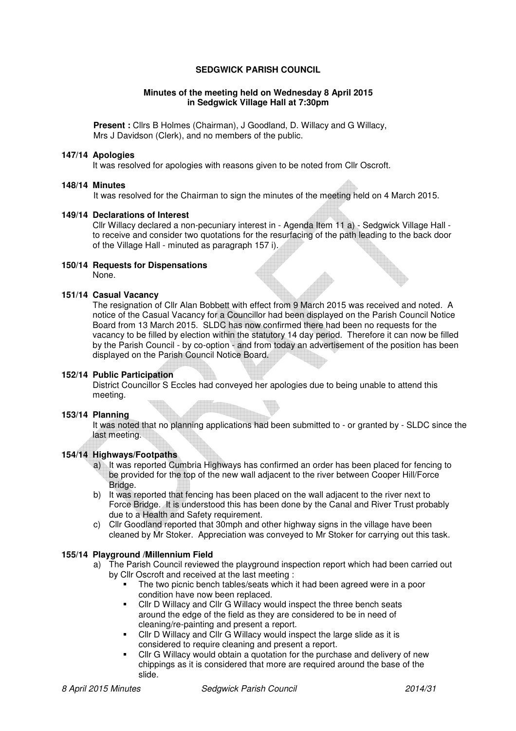# SEDGWICK PARISH COUNCIL

**Minutes of the meeting held on Wednesday 8 April 2015 in Sedgwick Village Hall at 7:30pm**

**Present :** Cllrs B Holmes (Chairman), J Goodland, D. Willacy and G Willacy, Mrs J Davidson (Clerk), and no members of the public.

**147/14 Apologies**

It was resolved for apologies with reasons given to be noted from Cllr Oscroft.

**148/14 Minutes**

It was resolved for the Chairman to sign the minutes of the meeting held on 4 March 2015.

**149/14 Declarations of Interest**

Cllr Willacy declared a non-pecuniary interest in - Agenda Item 11 a) - Sedgwick Village Hall - to receive and consider two quotations for the resurfacing of the path leading to the back door of the Village Hall - minuted as paragraph 157 i).

**150/14 Requests for Dispensations**

None.

**151/14 Casual Vacancy**

The resignation of Cllr Alan Bobbett with effect from 9 March 2015 was received and noted. A notice of the Casual Vacancy for a Councillor had been displayed on the Parish Council Notice Board from 13 March 2015. SLDC has now confirmed there had been no requests for the vacancy to be filled by election within the statutory 14 day period. Therefore it can now be filled by the Parish Council - by co-option - and from today an advertisement of the position has been displayed on the Parish Council Notice Board.

**152/14 Public Participation**

District Councillor S Eccles had conveyed her apologies due to being unable to attend this meeting.

**153/14 Planning**

It was noted that no planning applications had been submitted to - or granted by - SLDC since the last meeting.

**154/14 Highways/Footpaths**

a) It was reported Cumbria Highways has confirmed an order has been placed for fencing to be provided for the top of the new wall adjacent to the river between Cooper Hill/Force Bridge.

b) It was reported that fencing has been placed on the wall adjacent to the river next to Force Bridge. It is understood this has been done by the Canal and River Trust probably due to a Health and Safety requirement.

c) Cllr Goodland reported that 30mph and other highway signs in the village have been cleaned by Mr Stoker. Appreciation was conveyed to Mr Stoker for carrying out this task.

**155/14 Playground /Millennium Field**

a) The Parish Council reviewed the playground inspection report which had been carried out by Cllr Oscroft and received at the last meeting :

- The two picnic bench tables/seats which it had been agreed were in a poor condition have now been replaced.
- Cllr D Willacy and Cllr G Willacy would inspect the three bench seats around the edge of the field as they are considered to be in need of cleaning/re-painting and present a report.
- Cllr D Willacy and Cllr G Willacy would inspect the large slide as it is considered to require cleaning and present a report.
- Cllr G Willacy would obtain a quotation for the purchase and delivery of new chippings as it is considered that more are required around the base of the slide.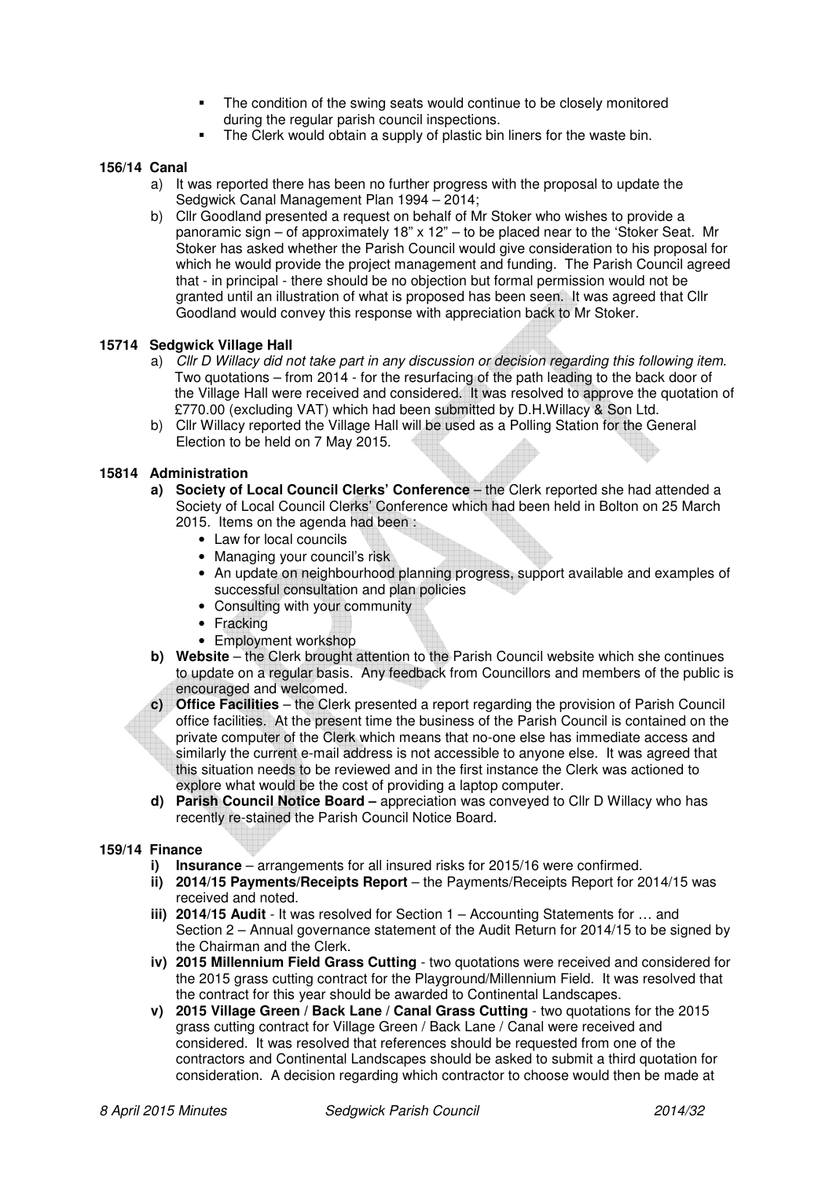- The condition of the swing seats would continue to be closely monitored during the regular parish council inspections.
- The Clerk would obtain a supply of plastic bin liners for the waste bin.

**156/14 Canal**

a) It was reported there has been no further progress with the proposal to update the Sedgwick Canal Management Plan 1994 – 2014;

b) Cllr Goodland presented a request on behalf of Mr Stoker who wishes to provide a panoramic sign – of approximately 18" x 12" – to be placed near to the 'Stoker Seat. Mr Stoker has asked whether the Parish Council would give consideration to his proposal for which he would provide the project management and funding. The Parish Council agreed that - in principal - there should be no objection but formal permission would not be granted until an illustration of what is proposed has been seen. It was agreed that Cllr Goodland would convey this response with appreciation back to Mr Stoker.

**15714 Sedgwick Village Hall**

a) *Cllr D Willacy did not take part in any discussion or decision regarding this following item.* Two quotations – from 2014 - for the resurfacing of the path leading to the back door of the Village Hall were received and considered. It was resolved to approve the quotation of £770.00 (excluding VAT) which had been submitted by D.H.Willacy & Son Ltd.

b) Cllr Willacy reported the Village Hall will be used as a Polling Station for the General Election to be held on 7 May 2015.

**15814 Administration**

**a) Society of Local Council Clerks' Conference** – the Clerk reported she had attended a Society of Local Council Clerks' Conference which had been held in Bolton on 25 March 2015. Items on the agenda had been :

- Law for local councils
- Managing your council's risk
- An update on neighbourhood planning progress, support available and examples of successful consultation and plan policies
- Consulting with your community
- Fracking
- Employment workshop

**b) Website** – the Clerk brought attention to the Parish Council website which she continues to update on a regular basis. Any feedback from Councillors and members of the public is encouraged and welcomed.

**c) Office Facilities** – the Clerk presented a report regarding the provision of Parish Council office facilities. At the present time the business of the Parish Council is contained on the private computer of the Clerk which means that no-one else has immediate access and similarly the current e-mail address is not accessible to anyone else. It was agreed that this situation needs to be reviewed and in the first instance the Clerk was actioned to explore what would be the cost of providing a laptop computer.

**d) Parish Council Notice Board –** appreciation was conveyed to Cllr D Willacy who has recently re-stained the Parish Council Notice Board.

**159/14 Finance**

**i) Insurance** – arrangements for all insured risks for 2015/16 were confirmed.

**ii) 2014/15 Payments/Receipts Report** – the Payments/Receipts Report for 2014/15 was received and noted.

**iii) 2014/15 Audit** - It was resolved for Section 1 – Accounting Statements for … and Section 2 – Annual governance statement of the Audit Return for 2014/15 to be signed by the Chairman and the Clerk.

**iv) 2015 Millennium Field Grass Cutting** - two quotations were received and considered for the 2015 grass cutting contract for the Playground/Millennium Field. It was resolved that the contract for this year should be awarded to Continental Landscapes.

**v) 2015 Village Green / Back Lane / Canal Grass Cutting** - two quotations for the 2015 grass cutting contract for Village Green / Back Lane / Canal were received and considered. It was resolved that references should be requested from one of the contractors and Continental Landscapes should be asked to submit a third quotation for consideration. A decision regarding which contractor to choose would then be made at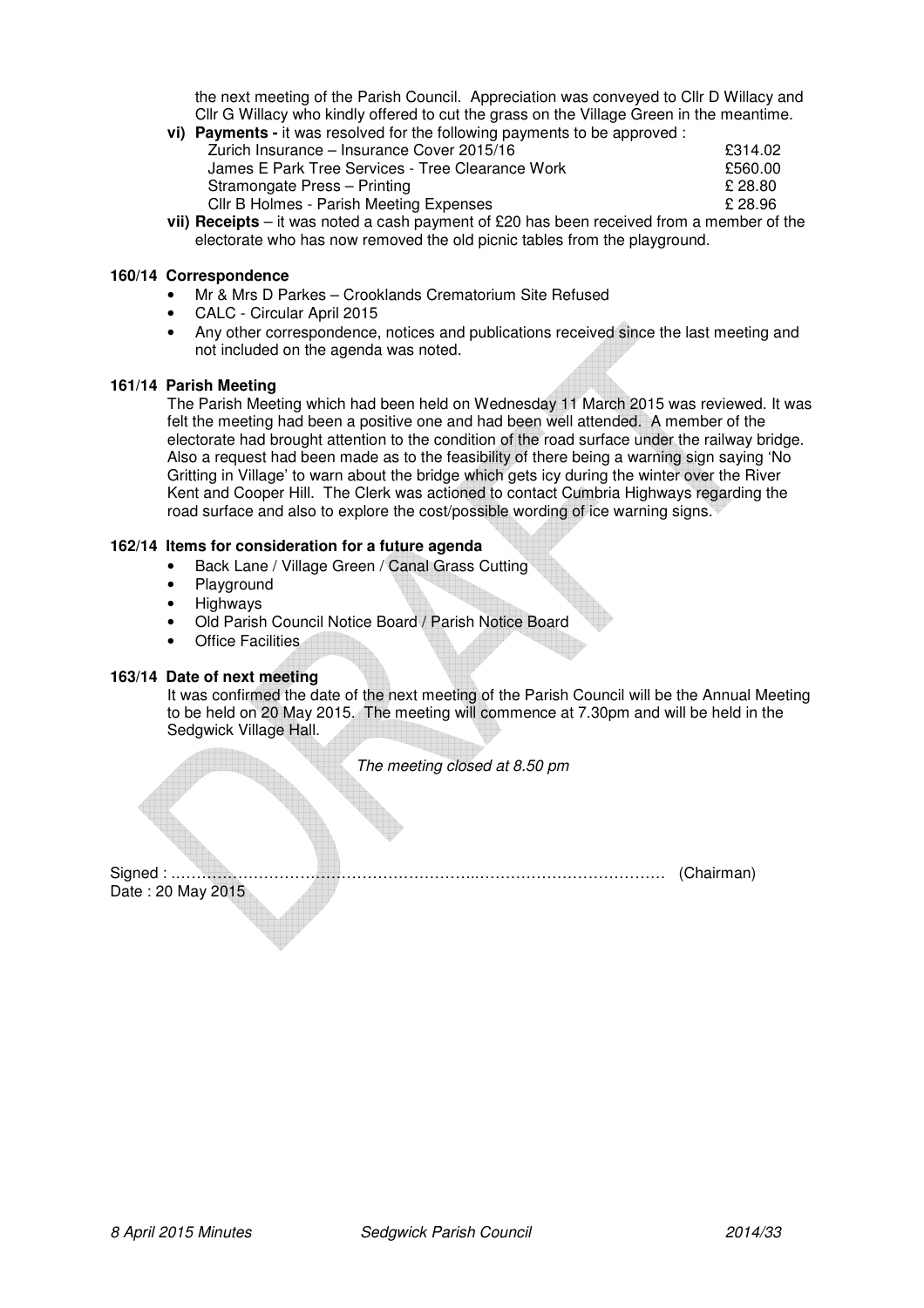the next meeting of the Parish Council. Appreciation was conveyed to Cllr D Willacy and Cllr G Willacy who kindly offered to cut the grass on the Village Green in the meantime.

**vi) Payments -** it was resolved for the following payments to be approved :

| | |
|---|---|
| Zurich Insurance – Insurance Cover 2015/16 | £314.02 |
| James E Park Tree Services - Tree Clearance Work | £560.00 |
| Stramongate Press – Printing | £ 28.80 |
| Cllr B Holmes - Parish Meeting Expenses | £ 28.96 |

**vii) Receipts** – it was noted a cash payment of £20 has been received from a member of the electorate who has now removed the old picnic tables from the playground.

**160/14 Correspondence**

- Mr & Mrs D Parkes – Crooklands Crematorium Site Refused
- CALC - Circular April 2015
- Any other correspondence, notices and publications received since the last meeting and not included on the agenda was noted.

**161/14 Parish Meeting**

The Parish Meeting which had been held on Wednesday 11 March 2015 was reviewed. It was felt the meeting had been a positive one and had been well attended. A member of the electorate had brought attention to the condition of the road surface under the railway bridge. Also a request had been made as to the feasibility of there being a warning sign saying 'No Gritting in Village' to warn about the bridge which gets icy during the winter over the River Kent and Cooper Hill. The Clerk was actioned to contact Cumbria Highways regarding the road surface and also to explore the cost/possible wording of ice warning signs.

**162/14 Items for consideration for a future agenda**

- Back Lane / Village Green / Canal Grass Cutting
- Playground
- Highways
- Old Parish Council Notice Board / Parish Notice Board
- Office Facilities

**163/14 Date of next meeting**

It was confirmed the date of the next meeting of the Parish Council will be the Annual Meeting to be held on 20 May 2015. The meeting will commence at 7.30pm and will be held in the Sedgwick Village Hall.

*The meeting closed at 8.50 pm*

Signed : …………………………………………………………………………………………… (Chairman)

Date : 20 May 2015